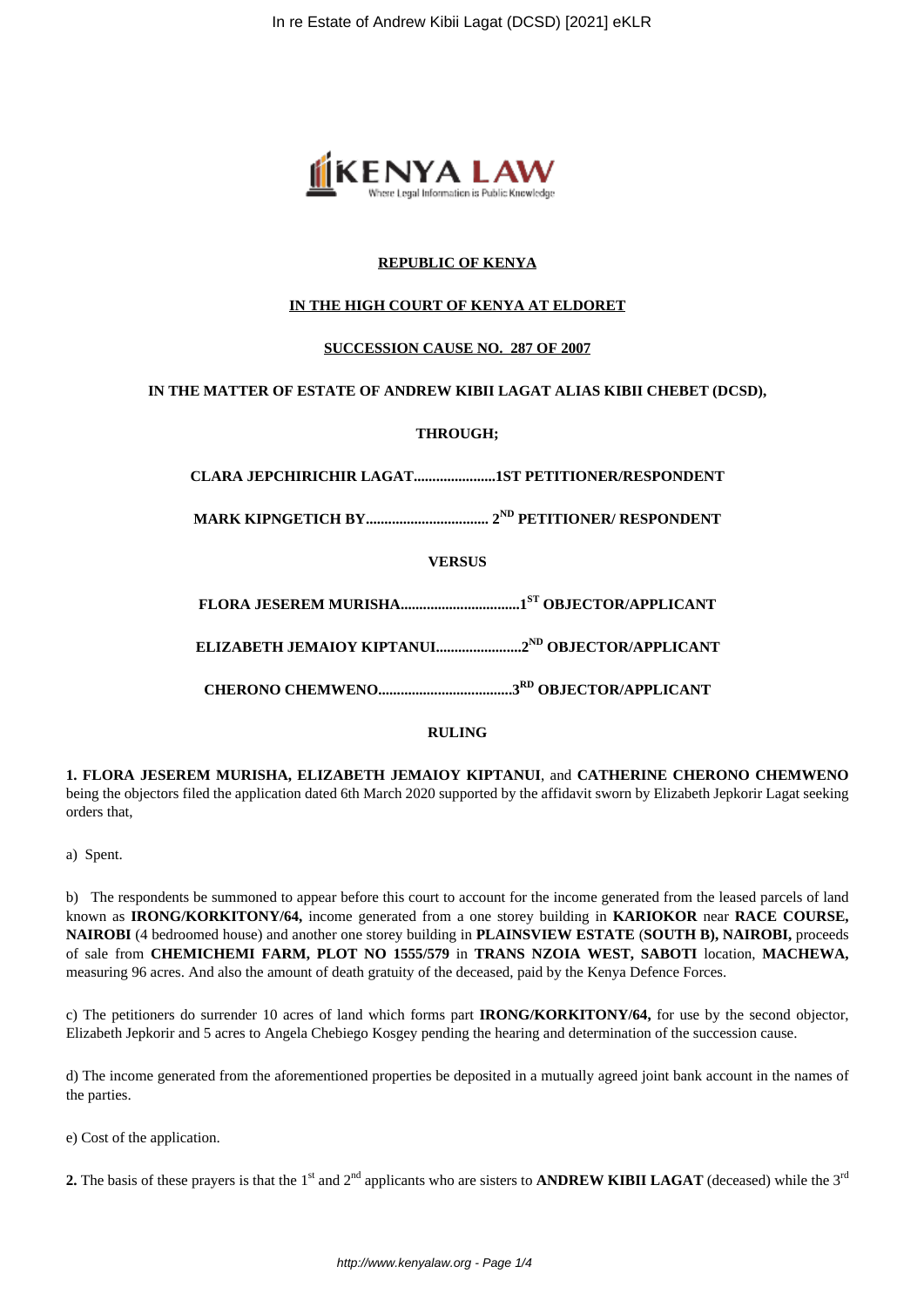**REPUBLIC OF KENYA**

**IN THE HIGH COURT OF KENYA AT ELDORET**

**SUCCESSION CAUSE NO. 287 OF 2007**

**IN THE MATTER OF ESTATE OF ANDREW KIBII LAGAT ALIAS KIBII CHEBET (DCSD),**

**THROUGH;**

**CLARA JEPCHIRICHIR LAGAT......................1ST PETITIONER/RESPONDENT**

**MARK KIPNGETICH BY................................ 2ND PETITIONER/ RESPONDENT**

**VERSUS**

**FLORA JESEREM MURISHA................................1ST OBJECTOR/APPLICANT**

**ELIZABETH JEMAIOY KIPTANUI.......................2ND OBJECTOR/APPLICANT**

**CHERONO CHEMWENO...................................3RD OBJECTOR/APPLICANT**

**RULING**

**1. FLORA JESEREM MURISHA, ELIZABETH JEMAIOY KIPTANUI**, and **CATHERINE CHERONO CHEMWENO** being the objectors filed the application dated 6th March 2020 supported by the affidavit sworn by Elizabeth Jepkorir Lagat seeking orders that,

a) Spent.

b) The respondents be summoned to appear before this court to account for the income generated from the leased parcels of land known as **IRONG/KORKITONY/64,** income generated from a one storey building in **KARIOKOR** near **RACE COURSE, NAIROBI** (4 bedroomed house) and another one storey building in **PLAINSVIEW ESTATE** (**SOUTH B), NAIROBI,** proceeds of sale from **CHEMICHEMI FARM, PLOT NO 1555/579** in **TRANS NZOIA WEST, SABOTI** location, **MACHEWA,** measuring 96 acres. And also the amount of death gratuity of the deceased, paid by the Kenya Defence Forces.

c) The petitioners do surrender 10 acres of land which forms part **IRONG/KORKITONY/64,** for use by the second objector, Elizabeth Jepkorir and 5 acres to Angela Chebiego Kosgey pending the hearing and determination of the succession cause.

d) The income generated from the aforementioned properties be deposited in a mutually agreed joint bank account in the names of the parties.

e) Cost of the application.

**2.** The basis of these prayers is that the 1st and 2nd applicants who are sisters to **ANDREW KIBII LAGAT** (deceased) while the 3rd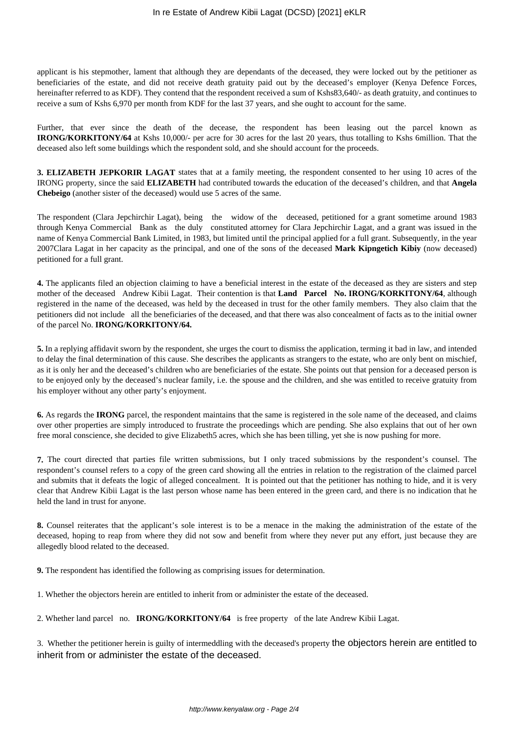applicant is his stepmother, lament that although they are dependants of the deceased, they were locked out by the petitioner as beneficiaries of the estate, and did not receive death gratuity paid out by the deceased's employer (Kenya Defence Forces, hereinafter referred to as KDF). They contend that the respondent received a sum of Kshs83,640/- as death gratuity, and continues to receive a sum of Kshs 6,970 per month from KDF for the last 37 years, and she ought to account for the same.

Further, that ever since the death of the decease, the respondent has been leasing out the parcel known as **IRONG/KORKITONY/64** at Kshs 10,000/- per acre for 30 acres for the last 20 years, thus totalling to Kshs 6million. That the deceased also left some buildings which the respondent sold, and she should account for the proceeds.

**3. ELIZABETH JEPKORIR LAGAT** states that at a family meeting, the respondent consented to her using 10 acres of the IRONG property, since the said **ELIZABETH** had contributed towards the education of the deceased's children, and that **Angela Chebeigo** (another sister of the deceased) would use 5 acres of the same.

The respondent (Clara Jepchirchir Lagat), being the widow of the deceased, petitioned for a grant sometime around 1983 through Kenya Commercial Bank as the duly constituted attorney for Clara Jepchirchir Lagat, and a grant was issued in the name of Kenya Commercial Bank Limited, in 1983, but limited until the principal applied for a full grant. Subsequently, in the year 2007Clara Lagat in her capacity as the principal, and one of the sons of the deceased **Mark Kipngetich Kibiy** (now deceased) petitioned for a full grant.

**4.** The applicants filed an objection claiming to have a beneficial interest in the estate of the deceased as they are sisters and step mother of the deceased Andrew Kibii Lagat. Their contention is that **Land Parcel No. IRONG/KORKITONY/64**, although registered in the name of the deceased, was held by the deceased in trust for the other family members. They also claim that the petitioners did not include all the beneficiaries of the deceased, and that there was also concealment of facts as to the initial owner of the parcel No. **IRONG/KORKITONY/64.**

**5.** In a replying affidavit sworn by the respondent, she urges the court to dismiss the application, terming it bad in law, and intended to delay the final determination of this cause. She describes the applicants as strangers to the estate, who are only bent on mischief, as it is only her and the deceased's children who are beneficiaries of the estate. She points out that pension for a deceased person is to be enjoyed only by the deceased's nuclear family, i.e. the spouse and the children, and she was entitled to receive gratuity from his employer without any other party's enjoyment.

**6.** As regards the **IRONG** parcel, the respondent maintains that the same is registered in the sole name of the deceased, and claims over other properties are simply introduced to frustrate the proceedings which are pending. She also explains that out of her own free moral conscience, she decided to give Elizabeth5 acres, which she has been tilling, yet she is now pushing for more.

**7.** The court directed that parties file written submissions, but I only traced submissions by the respondent's counsel. The respondent's counsel refers to a copy of the green card showing all the entries in relation to the registration of the claimed parcel and submits that it defeats the logic of alleged concealment. It is pointed out that the petitioner has nothing to hide, and it is very clear that Andrew Kibii Lagat is the last person whose name has been entered in the green card, and there is no indication that he held the land in trust for anyone.

**8.** Counsel reiterates that the applicant's sole interest is to be a menace in the making the administration of the estate of the deceased, hoping to reap from where they did not sow and benefit from where they never put any effort, just because they are allegedly blood related to the deceased.

**9.** The respondent has identified the following as comprising issues for determination.

1. Whether the objectors herein are entitled to inherit from or administer the estate of the deceased.

2. Whether land parcel no. **IRONG/KORKITONY/64** is free property of the late Andrew Kibii Lagat.

3. Whether the petitioner herein is guilty of intermeddling with the deceased's property the objectors herein are entitled to inherit from or administer the estate of the deceased.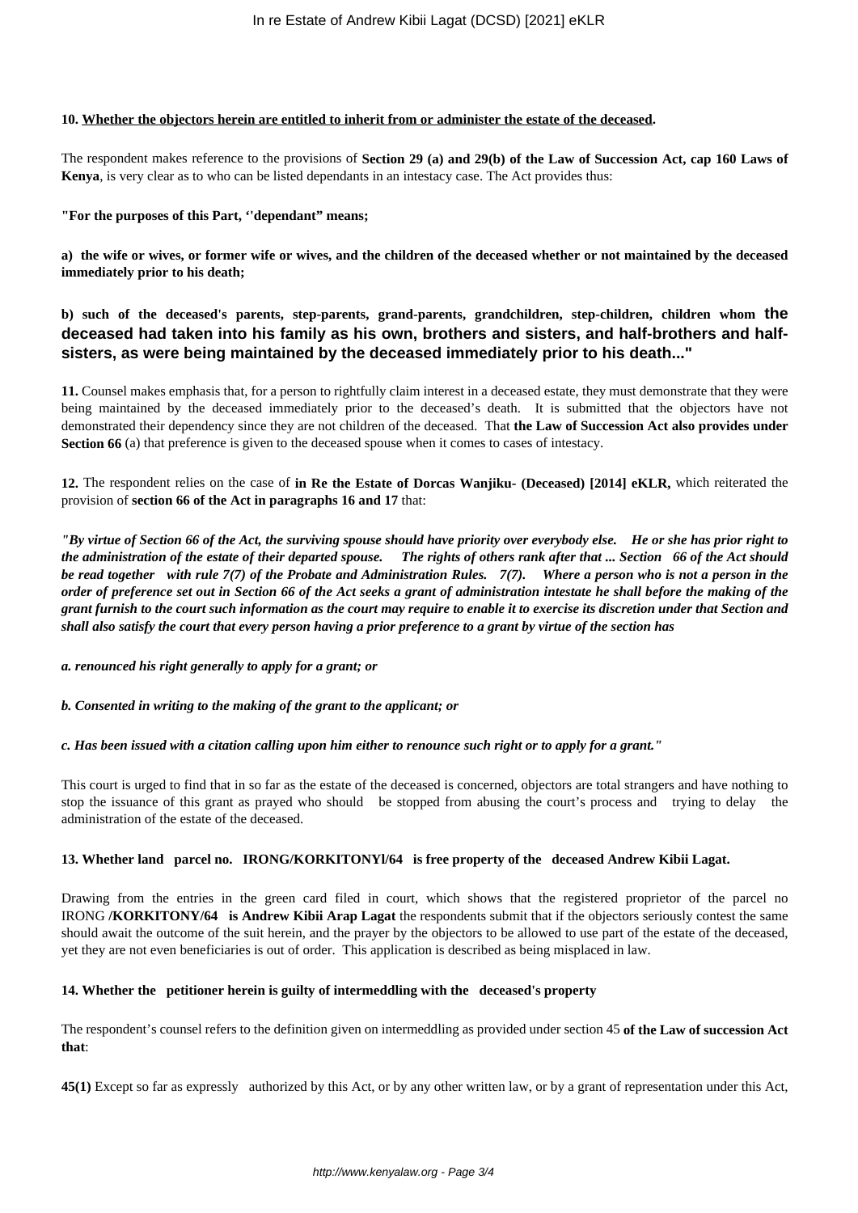**10. Whether the objectors herein are entitled to inherit from or administer the estate of the deceased.**

The respondent makes reference to the provisions of **Section 29 (a) and 29(b) of the Law of Succession Act, cap 160 Laws of Kenya**, is very clear as to who can be listed dependants in an intestacy case. The Act provides thus:

**"For the purposes of this Part, ''dependant" means;**

**a) the wife or wives, or former wife or wives, and the children of the deceased whether or not maintained by the deceased immediately prior to his death;**

**b) such of the deceased's parents, step-parents, grand-parents, grandchildren, step-children, children whom the deceased had taken into his family as his own, brothers and sisters, and half-brothers and half-sisters, as were being maintained by the deceased immediately prior to his death..."**

**11.** Counsel makes emphasis that, for a person to rightfully claim interest in a deceased estate, they must demonstrate that they were being maintained by the deceased immediately prior to the deceased's death. It is submitted that the objectors have not demonstrated their dependency since they are not children of the deceased. That **the Law of Succession Act also provides under Section 66** (a) that preference is given to the deceased spouse when it comes to cases of intestacy.

**12.** The respondent relies on the case of **in Re the Estate of Dorcas Wanjiku- (Deceased) [2014] eKLR,** which reiterated the provision of **section 66 of the Act in paragraphs 16 and 17** that:

***"By virtue of Section 66 of the Act, the surviving spouse should have priority over everybody else. He or she has prior right to the administration of the estate of their departed spouse. The rights of others rank after that ... Section 66 of the Act should be read together with rule 7(7) of the Probate and Administration Rules. 7(7). Where a person who is not a person in the order of preference set out in Section 66 of the Act seeks a grant of administration intestate he shall before the making of the grant furnish to the court such information as the court may require to enable it to exercise its discretion under that Section and shall also satisfy the court that every person having a prior preference to a grant by virtue of the section has***

***a. renounced his right generally to apply for a grant; or***

***b. Consented in writing to the making of the grant to the applicant; or***

***c. Has been issued with a citation calling upon him either to renounce such right or to apply for a grant."***

This court is urged to find that in so far as the estate of the deceased is concerned, objectors are total strangers and have nothing to stop the issuance of this grant as prayed who should be stopped from abusing the court's process and trying to delay the administration of the estate of the deceased.

**13. Whether land parcel no. IRONG/KORKITONYl/64 is free property of the deceased Andrew Kibii Lagat.**

Drawing from the entries in the green card filed in court, which shows that the registered proprietor of the parcel no IRONG **/KORKITONY/64 is Andrew Kibii Arap Lagat** the respondents submit that if the objectors seriously contest the same should await the outcome of the suit herein, and the prayer by the objectors to be allowed to use part of the estate of the deceased, yet they are not even beneficiaries is out of order. This application is described as being misplaced in law.

**14. Whether the petitioner herein is guilty of intermeddling with the deceased's property**

The respondent's counsel refers to the definition given on intermeddling as provided under section 45 **of the Law of succession Act that**:

**45(1)** Except so far as expressly authorized by this Act, or by any other written law, or by a grant of representation under this Act,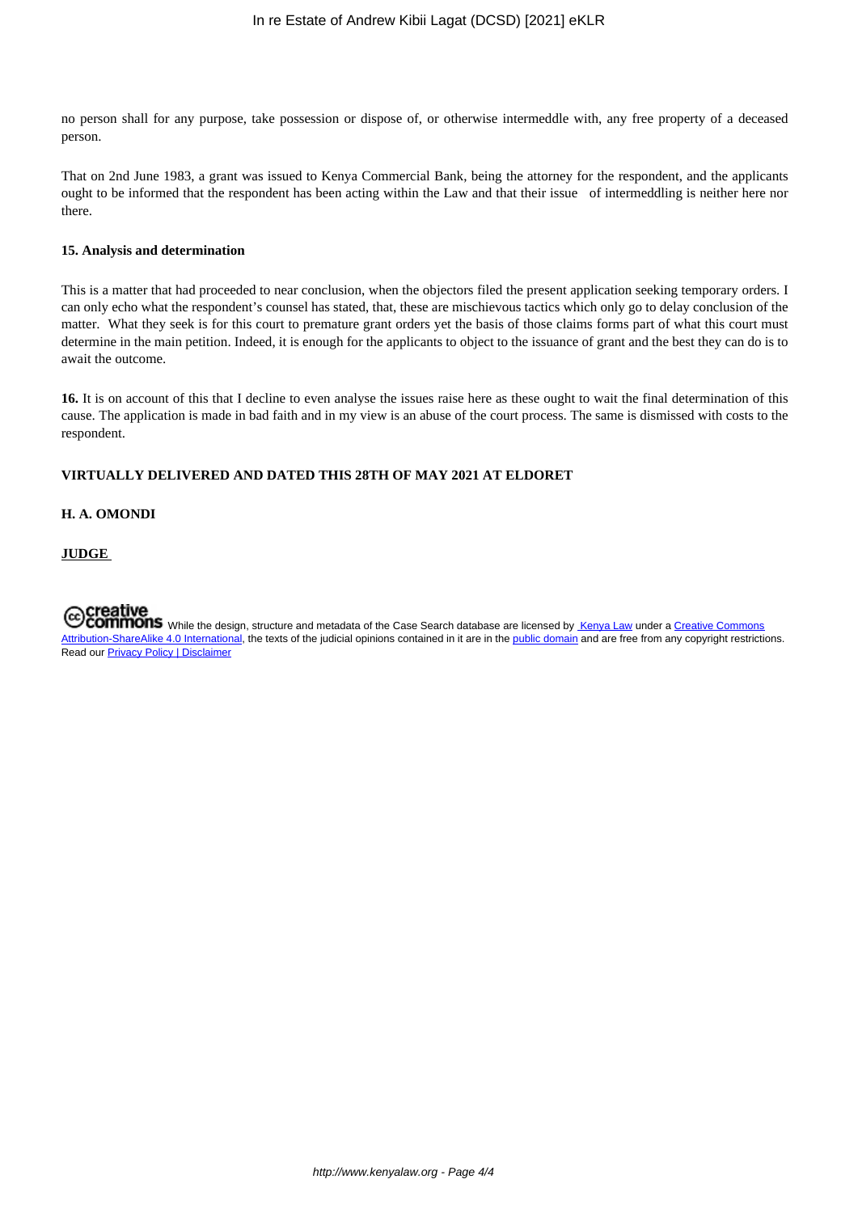no person shall for any purpose, take possession or dispose of, or otherwise intermeddle with, any free property of a deceased person.

That on 2nd June 1983, a grant was issued to Kenya Commercial Bank, being the attorney for the respondent, and the applicants ought to be informed that the respondent has been acting within the Law and that their issue of intermeddling is neither here nor there.

**15. Analysis and determination**

This is a matter that had proceeded to near conclusion, when the objectors filed the present application seeking temporary orders. I can only echo what the respondent's counsel has stated, that, these are mischievous tactics which only go to delay conclusion of the matter. What they seek is for this court to premature grant orders yet the basis of those claims forms part of what this court must determine in the main petition. Indeed, it is enough for the applicants to object to the issuance of grant and the best they can do is to await the outcome.

**16.** It is on account of this that I decline to even analyse the issues raise here as these ought to wait the final determination of this cause. The application is made in bad faith and in my view is an abuse of the court process. The same is dismissed with costs to the respondent.

**VIRTUALLY DELIVERED AND DATED THIS 28TH OF MAY 2021 AT ELDORET**

**H. A. OMONDI**

**JUDGE**

While the design, structure and metadata of the Case Search database are licensed by Kenya Law under a Creative Commons Attribution-ShareAlike 4.0 International, the texts of the judicial opinions contained in it are in the public domain and are free from any copyright restrictions. Read our Privacy Policy | Disclaimer